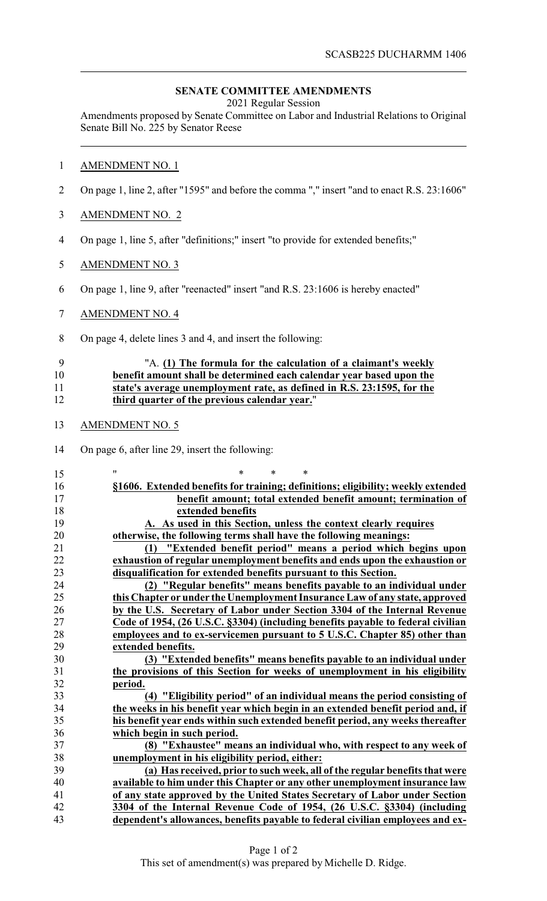## SENATE COMMITTEE AMENDMENTS

2021 Regular Session

Amendments proposed by Senate Committee on Labor and Industrial Relations to Original Senate Bill No. 225 by Senator Reese

AMENDMENT NO. 1

On page 1, line 2, after "1595" and before the comma "," insert "and to enact R.S. 23:1606"

AMENDMENT NO. 2

On page 1, line 5, after "definitions;" insert "to provide for extended benefits;"

AMENDMENT NO. 3

On page 1, line 9, after "reenacted" insert "and R.S. 23:1606 is hereby enacted"

AMENDMENT NO. 4

On page 4, delete lines 3 and 4, and insert the following:

"A. **(1) The formula for the calculation of a claimant's weekly benefit amount shall be determined each calendar year based upon the state's average unemployment rate, as defined in R.S. 23:1595, for the third quarter of the previous calendar year.**"

AMENDMENT NO. 5

On page 6, after line 29, insert the following:

" * * *

**§1606. Extended benefits for training; definitions; eligibility; weekly extended benefit amount; total extended benefit amount; termination of extended benefits**

**A. As used in this Section, unless the context clearly requires otherwise, the following terms shall have the following meanings:**

**(1) "Extended benefit period" means a period which begins upon exhaustion of regular unemployment benefits and ends upon the exhaustion or disqualification for extended benefits pursuant to this Section.**

**(2) "Regular benefits" means benefits payable to an individual under this Chapter or under the Unemployment Insurance Law of any state, approved by the U.S. Secretary of Labor under Section 3304 of the Internal Revenue Code of 1954, (26 U.S.C. §3304) (including benefits payable to federal civilian employees and to ex-servicemen pursuant to 5 U.S.C. Chapter 85) other than extended benefits.**

**(3) "Extended benefits" means benefits payable to an individual under the provisions of this Section for weeks of unemployment in his eligibility period.**

**(4) "Eligibility period" of an individual means the period consisting of the weeks in his benefit year which begin in an extended benefit period and, if his benefit year ends within such extended benefit period, any weeks thereafter which begin in such period.**

**(8) "Exhaustee" means an individual who, with respect to any week of unemployment in his eligibility period, either:**

**(a) Has received, prior to such week, all of the regular benefits that were available to him under this Chapter or any other unemployment insurance law of any state approved by the United States Secretary of Labor under Section 3304 of the Internal Revenue Code of 1954, (26 U.S.C. §3304) (including dependent's allowances, benefits payable to federal civilian employees and ex-**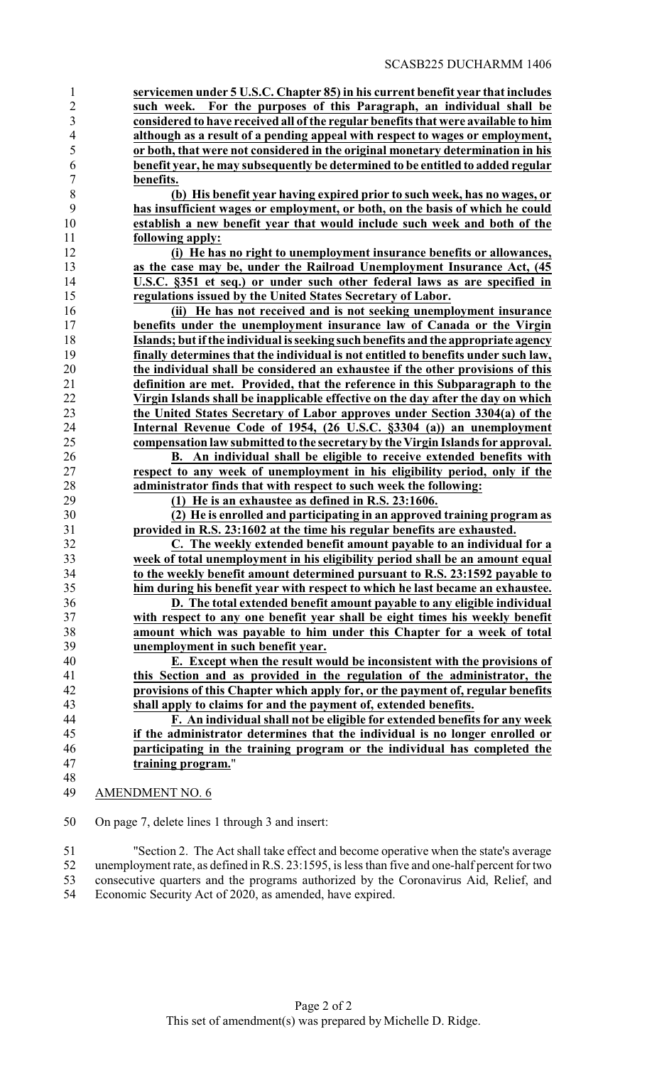**servicemen under 5 U.S.C. Chapter 85) in his current benefit year that includes such week. For the purposes of this Paragraph, an individual shall be considered to have received all of the regular benefits that were available to him although as a result of a pending appeal with respect to wages or employment, or both, that were not considered in the original monetary determination in his benefit year, he may subsequently be determined to be entitled to added regular benefits.**

**(b) His benefit year having expired prior to such week, has no wages, or has insufficient wages or employment, or both, on the basis of which he could establish a new benefit year that would include such week and both of the following apply:**

**(i) He has no right to unemployment insurance benefits or allowances, as the case may be, under the Railroad Unemployment Insurance Act, (45 U.S.C. §351 et seq.) or under such other federal laws as are specified in regulations issued by the United States Secretary of Labor.**

**(ii) He has not received and is not seeking unemployment insurance benefits under the unemployment insurance law of Canada or the Virgin Islands; but if the individual is seeking such benefits and the appropriate agency finally determines that the individual is not entitled to benefits under such law, the individual shall be considered an exhaustee if the other provisions of this definition are met. Provided, that the reference in this Subparagraph to the Virgin Islands shall be inapplicable effective on the day after the day on which the United States Secretary of Labor approves under Section 3304(a) of the Internal Revenue Code of 1954, (26 U.S.C. §3304 (a)) an unemployment compensation law submitted to the secretary by the Virgin Islands for approval.**

**B. An individual shall be eligible to receive extended benefits with respect to any week of unemployment in his eligibility period, only if the administrator finds that with respect to such week the following:**

**(1) He is an exhaustee as defined in R.S. 23:1606.**

**(2) He is enrolled and participating in an approved training program as provided in R.S. 23:1602 at the time his regular benefits are exhausted.**

**C. The weekly extended benefit amount payable to an individual for a week of total unemployment in his eligibility period shall be an amount equal to the weekly benefit amount determined pursuant to R.S. 23:1592 payable to him during his benefit year with respect to which he last became an exhaustee.**

**D. The total extended benefit amount payable to any eligible individual with respect to any one benefit year shall be eight times his weekly benefit amount which was payable to him under this Chapter for a week of total unemployment in such benefit year.**

**E. Except when the result would be inconsistent with the provisions of this Section and as provided in the regulation of the administrator, the provisions of this Chapter which apply for, or the payment of, regular benefits shall apply to claims for and the payment of, extended benefits.**

**F. An individual shall not be eligible for extended benefits for any week if the administrator determines that the individual is no longer enrolled or participating in the training program or the individual has completed the training program.**"

AMENDMENT NO. 6

On page 7, delete lines 1 through 3 and insert:

"Section 2. The Act shall take effect and become operative when the state's average unemployment rate, as defined in R.S. 23:1595, is less than five and one-half percent for two consecutive quarters and the programs authorized by the Coronavirus Aid, Relief, and Economic Security Act of 2020, as amended, have expired.

This set of amendment(s) was prepared by Michelle D. Ridge.